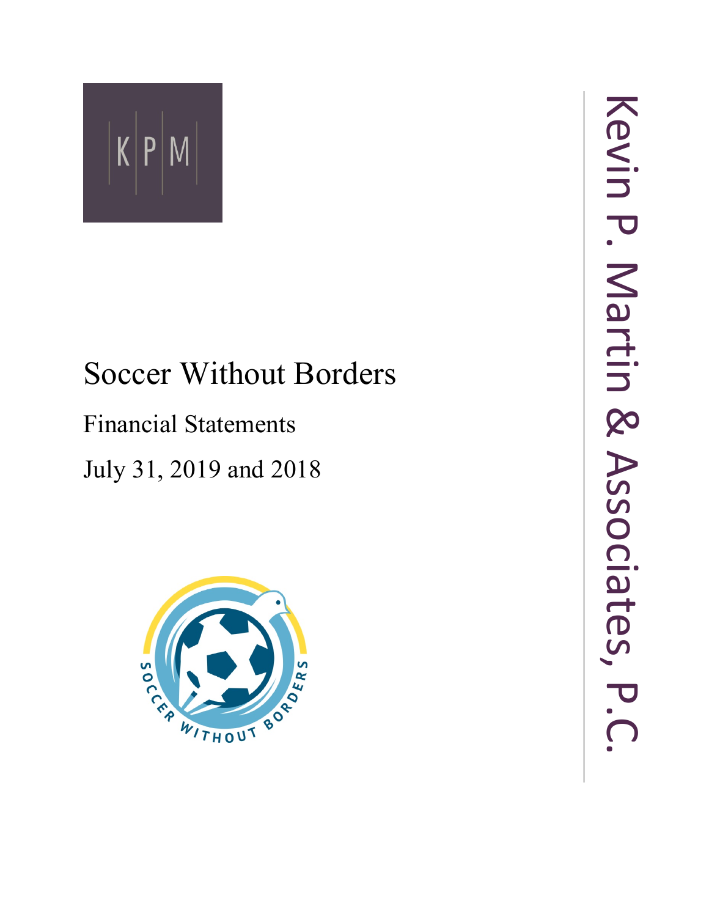K|P|M

# Soccer Without Borders

## Financial Statements

## July 31, 2019 and 2018

Kevin P. Martin & Associates, P.C.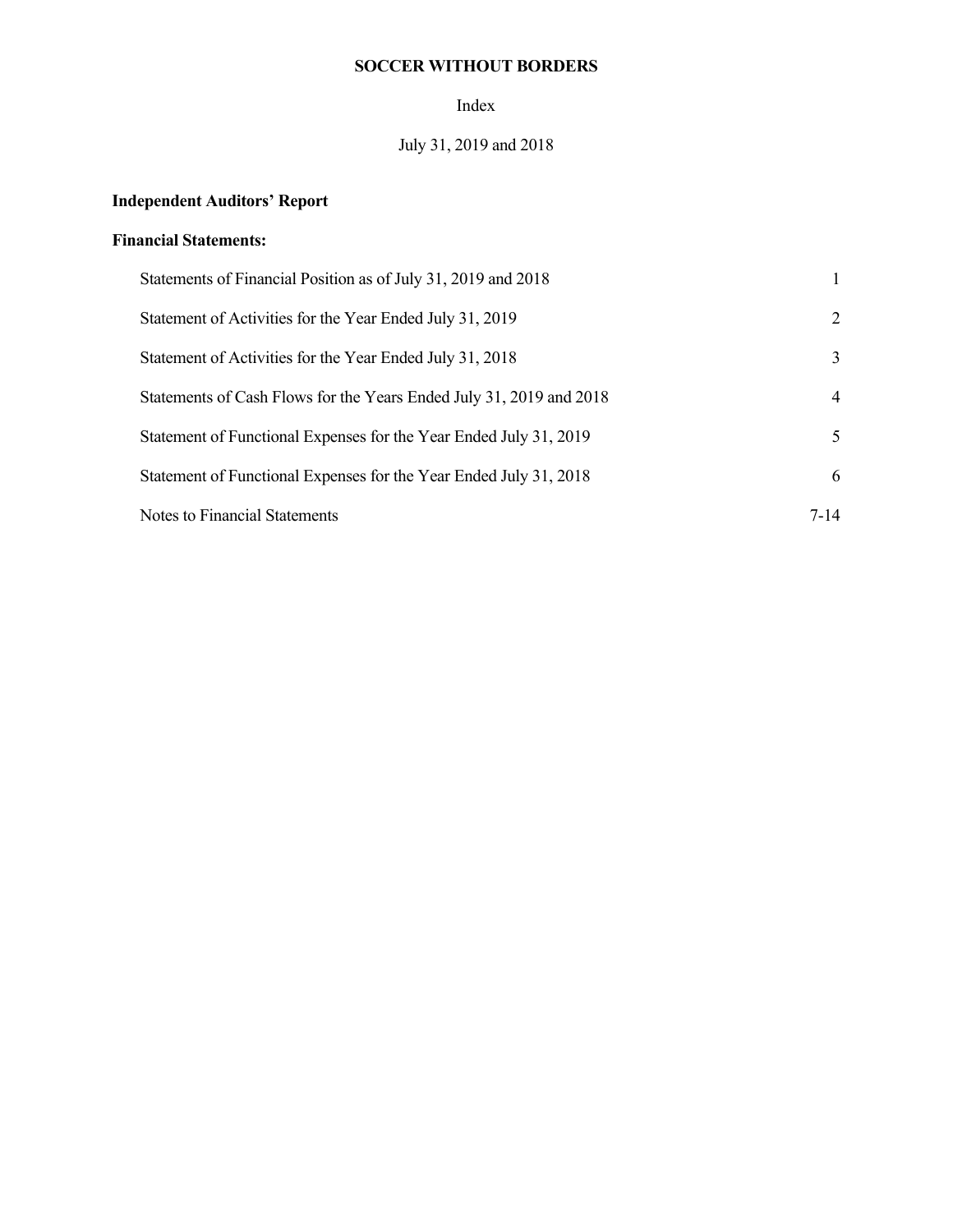# SOCCER WITHOUT BORDERS

Index

July 31, 2019 and 2018

**Independent Auditors' Report**

**Financial Statements:**

| | |
|---|---|
| Statements of Financial Position as of July 31, 2019 and 2018 | 1 |
| Statement of Activities for the Year Ended July 31, 2019 | 2 |
| Statement of Activities for the Year Ended July 31, 2018 | 3 |
| Statements of Cash Flows for the Years Ended July 31, 2019 and 2018 | 4 |
| Statement of Functional Expenses for the Year Ended July 31, 2019 | 5 |
| Statement of Functional Expenses for the Year Ended July 31, 2018 | 6 |
| Notes to Financial Statements | 7-14 |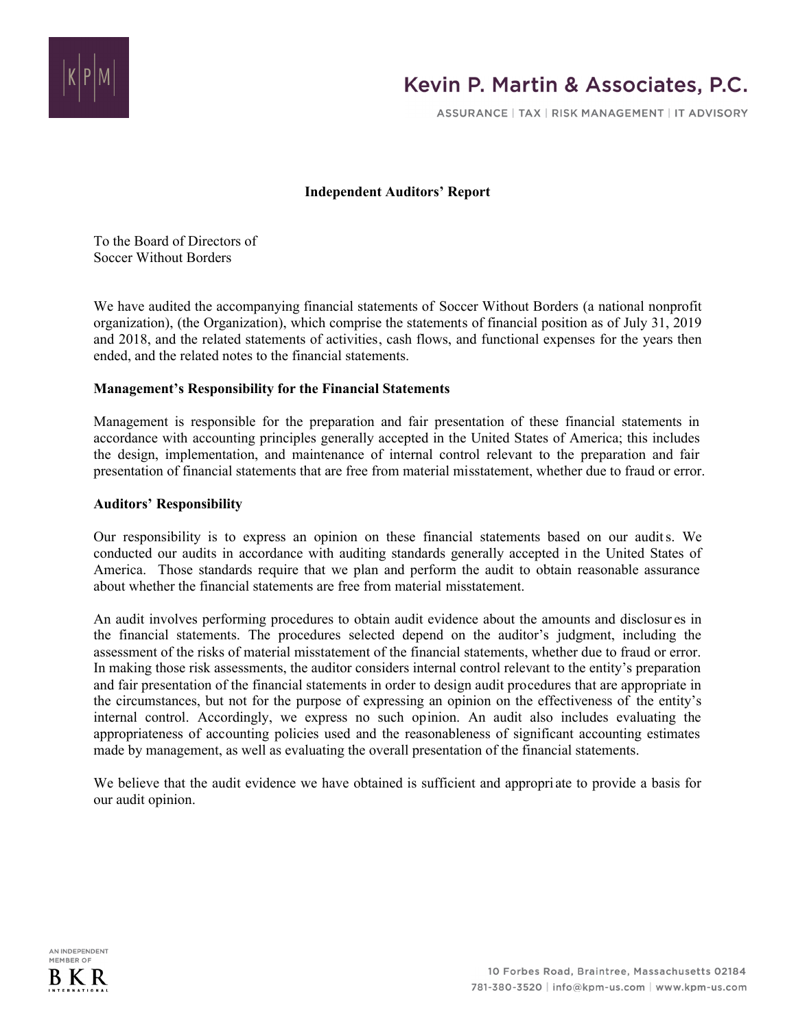Kevin P. Martin & Associates, P.C.

ASSURANCE | TAX | RISK MANAGEMENT | IT ADVISORY

## Independent Auditors' Report

To the Board of Directors of
Soccer Without Borders

We have audited the accompanying financial statements of Soccer Without Borders (a national nonprofit organization), (the Organization), which comprise the statements of financial position as of July 31, 2019 and 2018, and the related statements of activities, cash flows, and functional expenses for the years then ended, and the related notes to the financial statements.

### Management's Responsibility for the Financial Statements

Management is responsible for the preparation and fair presentation of these financial statements in accordance with accounting principles generally accepted in the United States of America; this includes the design, implementation, and maintenance of internal control relevant to the preparation and fair presentation of financial statements that are free from material misstatement, whether due to fraud or error.

### Auditors' Responsibility

Our responsibility is to express an opinion on these financial statements based on our audits. We conducted our audits in accordance with auditing standards generally accepted in the United States of America. Those standards require that we plan and perform the audit to obtain reasonable assurance about whether the financial statements are free from material misstatement.

An audit involves performing procedures to obtain audit evidence about the amounts and disclosures in the financial statements. The procedures selected depend on the auditor's judgment, including the assessment of the risks of material misstatement of the financial statements, whether due to fraud or error. In making those risk assessments, the auditor considers internal control relevant to the entity's preparation and fair presentation of the financial statements in order to design audit procedures that are appropriate in the circumstances, but not for the purpose of expressing an opinion on the effectiveness of the entity's internal control. Accordingly, we express no such opinion. An audit also includes evaluating the appropriateness of accounting policies used and the reasonableness of significant accounting estimates made by management, as well as evaluating the overall presentation of the financial statements.

We believe that the audit evidence we have obtained is sufficient and appropriate to provide a basis for our audit opinion.

AN INDEPENDENT MEMBER OF BKR INTERNATIONAL

10 Forbes Road, Braintree, Massachusetts 02184
781-380-3520 | info@kpm-us.com | www.kpm-us.com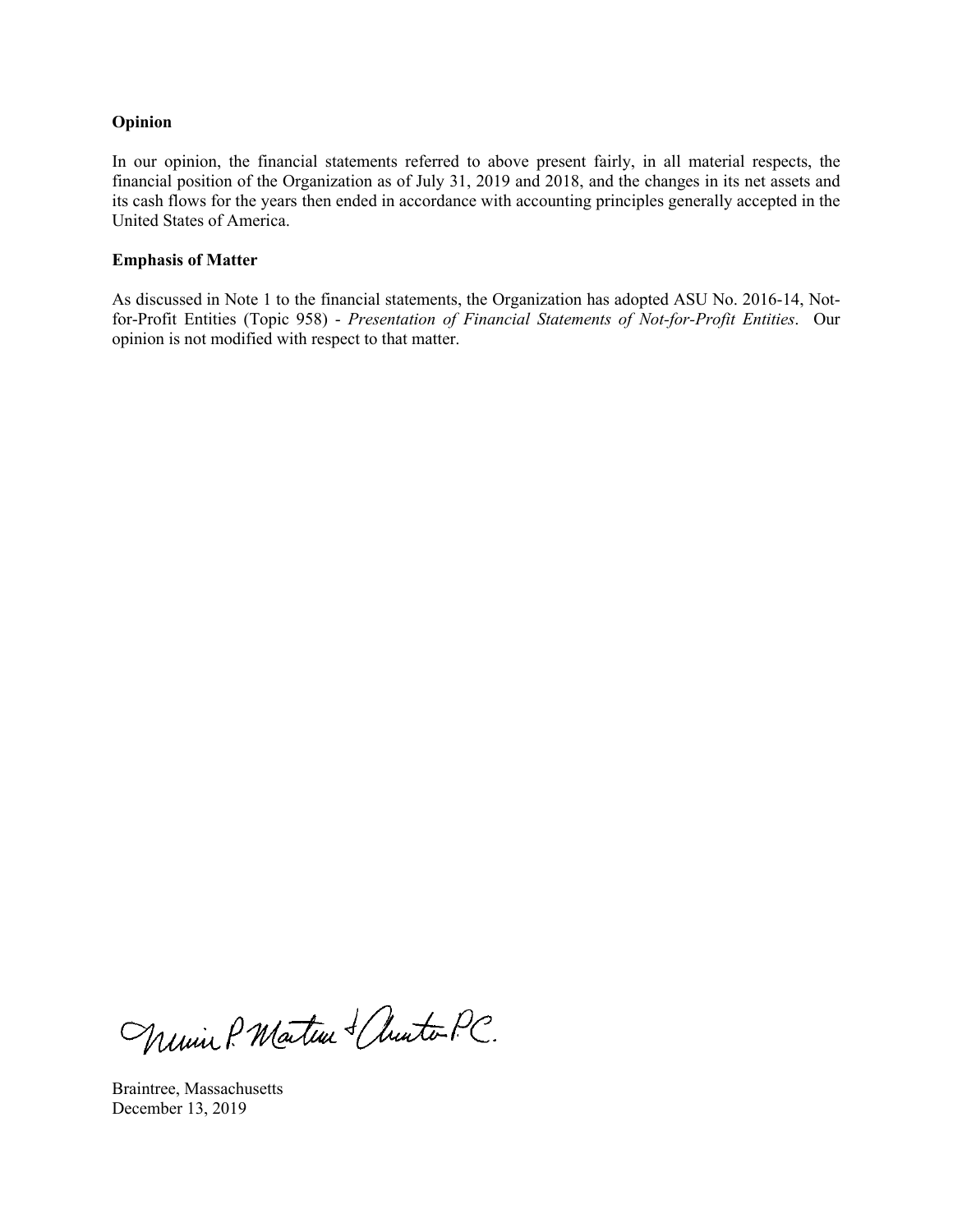**Opinion**

In our opinion, the financial statements referred to above present fairly, in all material respects, the financial position of the Organization as of July 31, 2019 and 2018, and the changes in its net assets and its cash flows for the years then ended in accordance with accounting principles generally accepted in the United States of America.

**Emphasis of Matter**

As discussed in Note 1 to the financial statements, the Organization has adopted ASU No. 2016-14, Not-for-Profit Entities (Topic 958) - *Presentation of Financial Statements of Not-for-Profit Entities*. Our opinion is not modified with respect to that matter.

Braintree, Massachusetts
December 13, 2019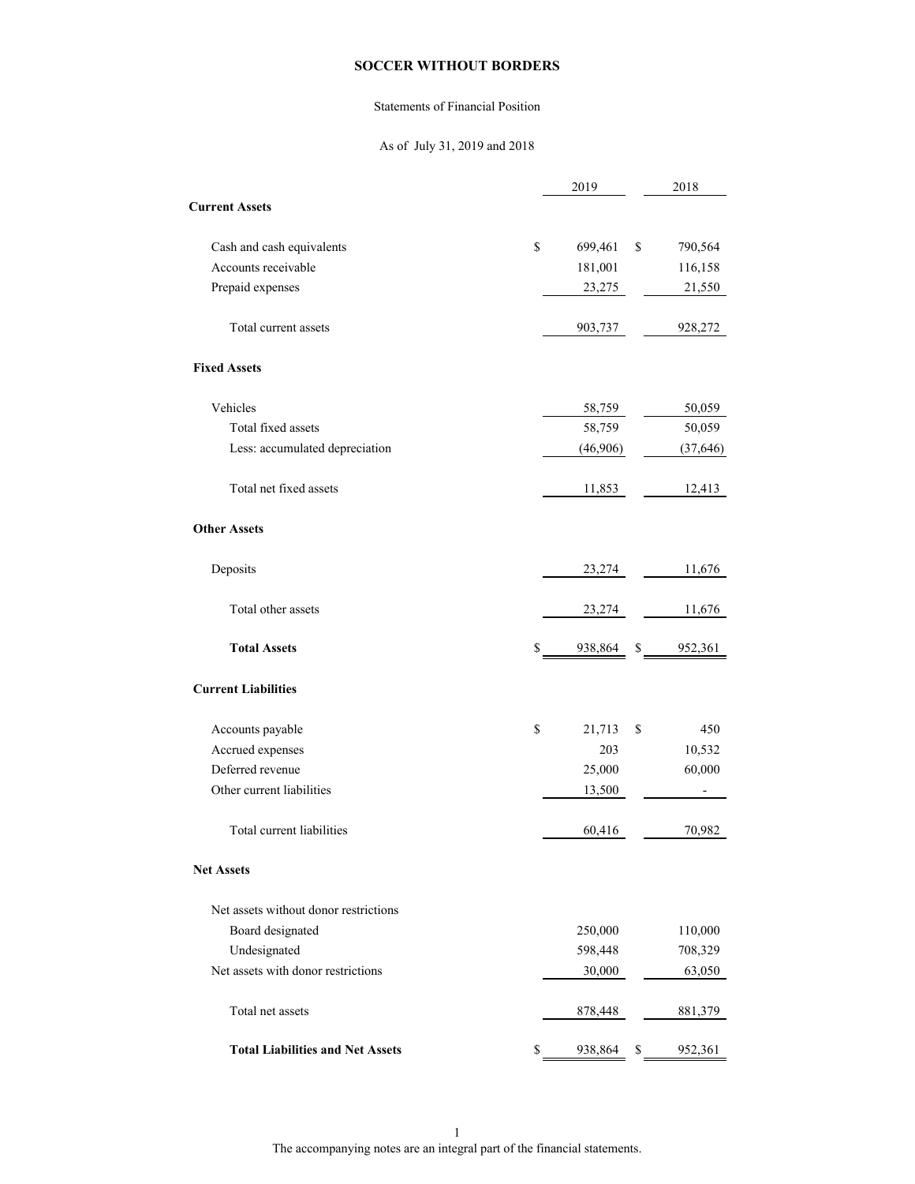# SOCCER WITHOUT BORDERS

Statements of Financial Position

As of July 31, 2019 and 2018

| | 2019 | 2018 |
|---|---|---|
| **Current Assets** | | |
| Cash and cash equivalents | $ 699,461 | $ 790,564 |
| Accounts receivable | 181,001 | 116,158 |
| Prepaid expenses | 23,275 | 21,550 |
| Total current assets | 903,737 | 928,272 |
| **Fixed Assets** | | |
| Vehicles | 58,759 | 50,059 |
| Total fixed assets | 58,759 | 50,059 |
| Less: accumulated depreciation | (46,906) | (37,646) |
| Total net fixed assets | 11,853 | 12,413 |
| **Other Assets** | | |
| Deposits | 23,274 | 11,676 |
| Total other assets | 23,274 | 11,676 |
| **Total Assets** | $ 938,864 | $ 952,361 |
| **Current Liabilities** | | |
| Accounts payable | $ 21,713 | $ 450 |
| Accrued expenses | 203 | 10,532 |
| Deferred revenue | 25,000 | 60,000 |
| Other current liabilities | 13,500 | - |
| Total current liabilities | 60,416 | 70,982 |
| **Net Assets** | | |
| Net assets without donor restrictions | | |
| Board designated | 250,000 | 110,000 |
| Undesignated | 598,448 | 708,329 |
| Net assets with donor restrictions | 30,000 | 63,050 |
| Total net assets | 878,448 | 881,379 |
| **Total Liabilities and Net Assets** | $ 938,864 | $ 952,361 |

The accompanying notes are an integral part of the financial statements.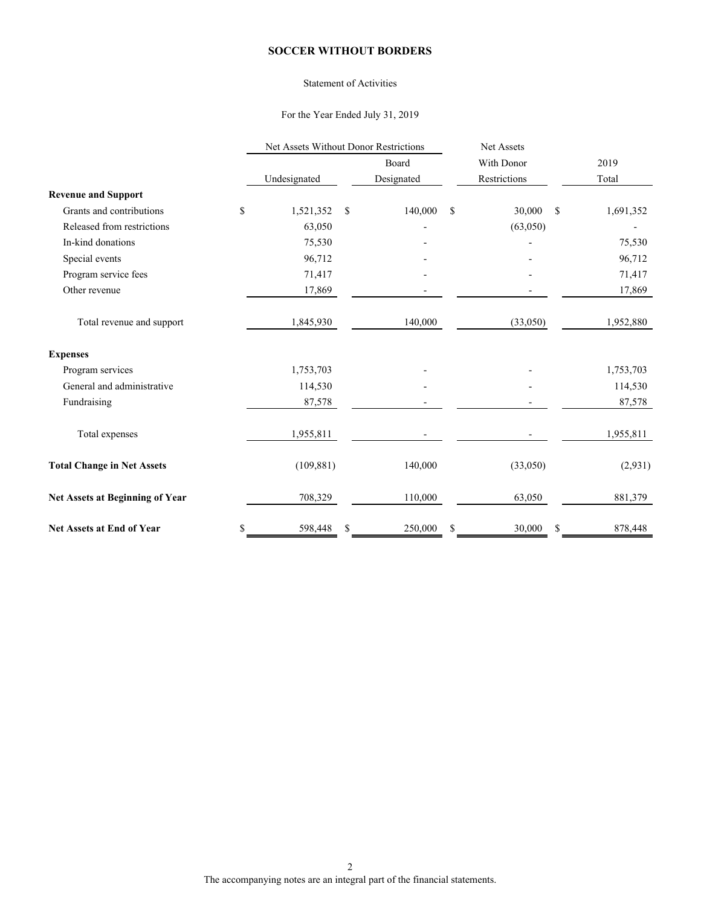# SOCCER WITHOUT BORDERS

Statement of Activities

For the Year Ended July 31, 2019

| | Net Assets Without Donor Restrictions | | Net Assets | |
|---|---|---|---|---|
| | | Board | With Donor | 2019 |
| | Undesignated | Designated | Restrictions | Total |
| **Revenue and Support** | | | | |
| Grants and contributions | $ 1,521,352 | $ 140,000 | $ 30,000 | $ 1,691,352 |
| Released from restrictions | 63,050 | - | (63,050) | - |
| In-kind donations | 75,530 | - | - | 75,530 |
| Special events | 96,712 | - | - | 96,712 |
| Program service fees | 71,417 | - | - | 71,417 |
| Other revenue | 17,869 | - | - | 17,869 |
| Total revenue and support | 1,845,930 | 140,000 | (33,050) | 1,952,880 |
| **Expenses** | | | | |
| Program services | 1,753,703 | - | - | 1,753,703 |
| General and administrative | 114,530 | - | - | 114,530 |
| Fundraising | 87,578 | - | - | 87,578 |
| Total expenses | 1,955,811 | - | - | 1,955,811 |
| **Total Change in Net Assets** | (109,881) | 140,000 | (33,050) | (2,931) |
| **Net Assets at Beginning of Year** | 708,329 | 110,000 | 63,050 | 881,379 |
| **Net Assets at End of Year** | $ 598,448 | $ 250,000 | $ 30,000 | $ 878,448 |

The accompanying notes are an integral part of the financial statements.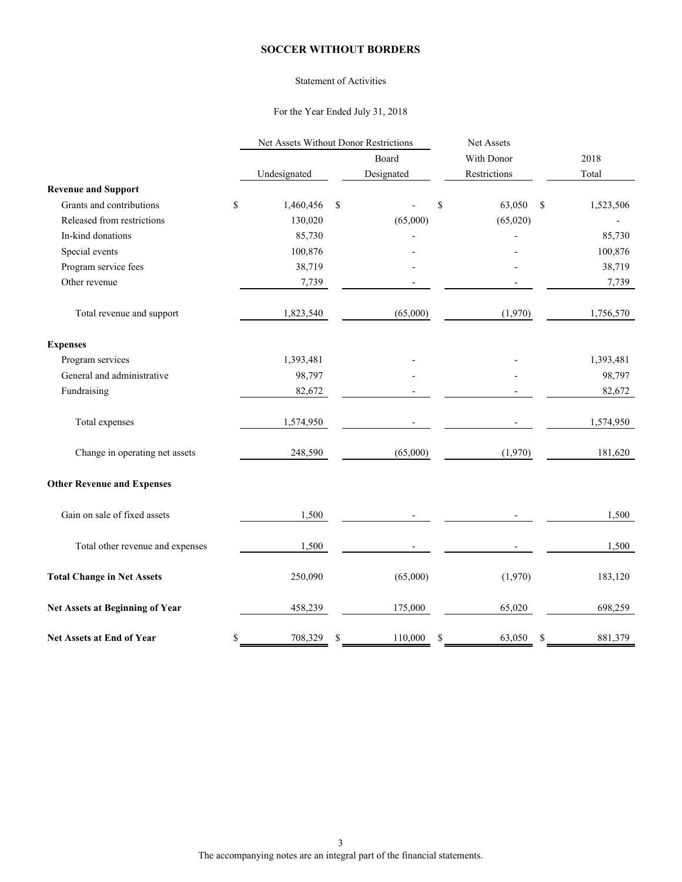**SOCCER WITHOUT BORDERS**

Statement of Activities

For the Year Ended July 31, 2018

| | Net Assets Without Donor Restrictions | | Net Assets | |
|---|---|---|---|---|
| | | Board | With Donor | 2018 |
| | Undesignated | Designated | Restrictions | Total |
| **Revenue and Support** | | | | |
| Grants and contributions | $ 1,460,456 | $ - | $ 63,050 | $ 1,523,506 |
| Released from restrictions | 130,020 | (65,000) | (65,020) | - |
| In-kind donations | 85,730 | - | - | 85,730 |
| Special events | 100,876 | - | - | 100,876 |
| Program service fees | 38,719 | - | - | 38,719 |
| Other revenue | 7,739 | - | - | 7,739 |
| Total revenue and support | 1,823,540 | (65,000) | (1,970) | 1,756,570 |
| **Expenses** | | | | |
| Program services | 1,393,481 | - | - | 1,393,481 |
| General and administrative | 98,797 | - | - | 98,797 |
| Fundraising | 82,672 | - | - | 82,672 |
| Total expenses | 1,574,950 | - | - | 1,574,950 |
| Change in operating net assets | 248,590 | (65,000) | (1,970) | 181,620 |
| **Other Revenue and Expenses** | | | | |
| Gain on sale of fixed assets | 1,500 | - | - | 1,500 |
| Total other revenue and expenses | 1,500 | - | - | 1,500 |
| **Total Change in Net Assets** | 250,090 | (65,000) | (1,970) | 183,120 |
| **Net Assets at Beginning of Year** | 458,239 | 175,000 | 65,020 | 698,259 |
| **Net Assets at End of Year** | $ 708,329 | $ 110,000 | $ 63,050 | $ 881,379 |

The accompanying notes are an integral part of the financial statements.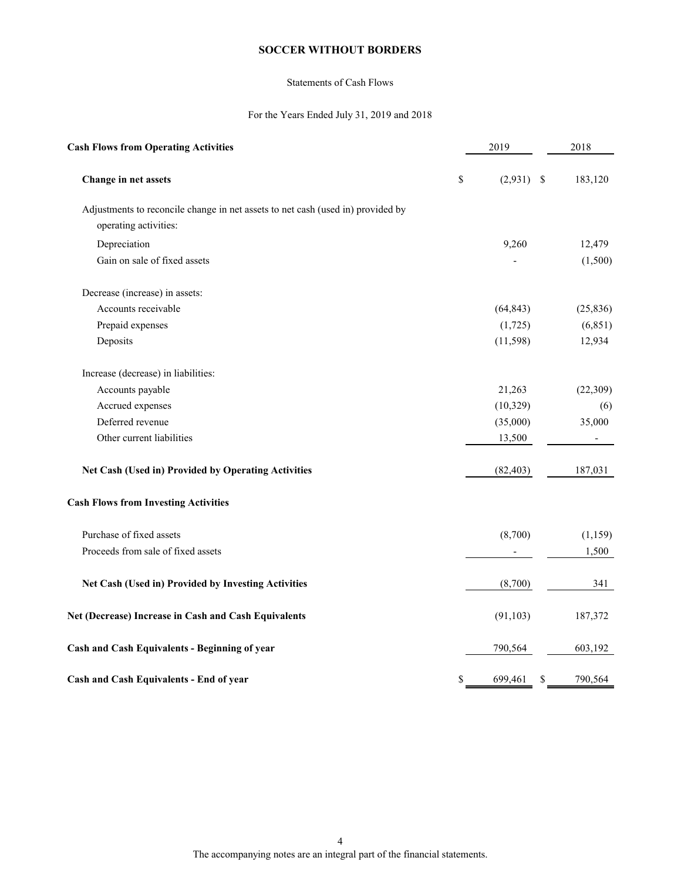# SOCCER WITHOUT BORDERS

Statements of Cash Flows

For the Years Ended July 31, 2019 and 2018

| Cash Flows from Operating Activities | 2019 | 2018 |
|---|---|---|
| **Change in net assets** | $ (2,931) | $ 183,120 |
| Adjustments to reconcile change in net assets to net cash (used in) provided by operating activities: | | |
| Depreciation | 9,260 | 12,479 |
| Gain on sale of fixed assets | - | (1,500) |
| Decrease (increase) in assets: | | |
| Accounts receivable | (64,843) | (25,836) |
| Prepaid expenses | (1,725) | (6,851) |
| Deposits | (11,598) | 12,934 |
| Increase (decrease) in liabilities: | | |
| Accounts payable | 21,263 | (22,309) |
| Accrued expenses | (10,329) | (6) |
| Deferred revenue | (35,000) | 35,000 |
| Other current liabilities | 13,500 | - |
| **Net Cash (Used in) Provided by Operating Activities** | (82,403) | 187,031 |
| **Cash Flows from Investing Activities** | | |
| Purchase of fixed assets | (8,700) | (1,159) |
| Proceeds from sale of fixed assets | - | 1,500 |
| **Net Cash (Used in) Provided by Investing Activities** | (8,700) | 341 |
| **Net (Decrease) Increase in Cash and Cash Equivalents** | (91,103) | 187,372 |
| **Cash and Cash Equivalents - Beginning of year** | 790,564 | 603,192 |
| **Cash and Cash Equivalents - End of year** | $ 699,461 | $ 790,564 |

The accompanying notes are an integral part of the financial statements.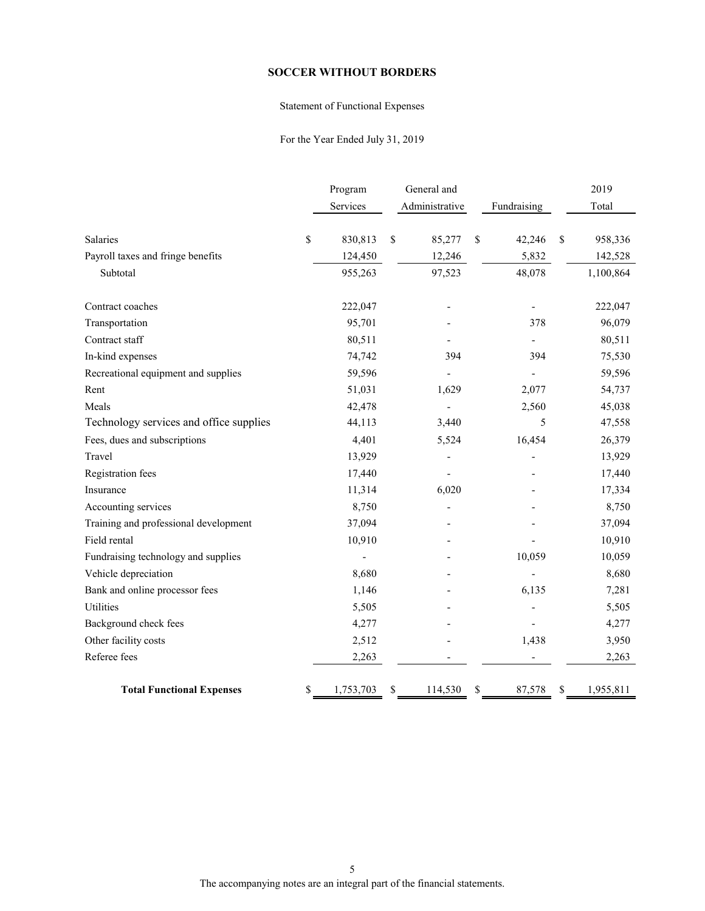# SOCCER WITHOUT BORDERS

Statement of Functional Expenses

For the Year Ended July 31, 2019

| | Program Services | General and Administrative | Fundraising | 2019 Total |
|---|---|---|---|---|
| Salaries | $ 830,813 | $ 85,277 | $ 42,246 | $ 958,336 |
| Payroll taxes and fringe benefits | 124,450 | 12,246 | 5,832 | 142,528 |
| Subtotal | 955,263 | 97,523 | 48,078 | 1,100,864 |
| Contract coaches | 222,047 | - | - | 222,047 |
| Transportation | 95,701 | - | 378 | 96,079 |
| Contract staff | 80,511 | - | - | 80,511 |
| In-kind expenses | 74,742 | 394 | 394 | 75,530 |
| Recreational equipment and supplies | 59,596 | - | - | 59,596 |
| Rent | 51,031 | 1,629 | 2,077 | 54,737 |
| Meals | 42,478 | - | 2,560 | 45,038 |
| Technology services and office supplies | 44,113 | 3,440 | 5 | 47,558 |
| Fees, dues and subscriptions | 4,401 | 5,524 | 16,454 | 26,379 |
| Travel | 13,929 | - | - | 13,929 |
| Registration fees | 17,440 | - | - | 17,440 |
| Insurance | 11,314 | 6,020 | - | 17,334 |
| Accounting services | 8,750 | - | - | 8,750 |
| Training and professional development | 37,094 | - | - | 37,094 |
| Field rental | 10,910 | - | - | 10,910 |
| Fundraising technology and supplies | - | - | 10,059 | 10,059 |
| Vehicle depreciation | 8,680 | - | - | 8,680 |
| Bank and online processor fees | 1,146 | - | 6,135 | 7,281 |
| Utilities | 5,505 | - | - | 5,505 |
| Background check fees | 4,277 | - | - | 4,277 |
| Other facility costs | 2,512 | - | 1,438 | 3,950 |
| Referee fees | 2,263 | - | - | 2,263 |
| **Total Functional Expenses** | $ 1,753,703 | $ 114,530 | $ 87,578 | $ 1,955,811 |

The accompanying notes are an integral part of the financial statements.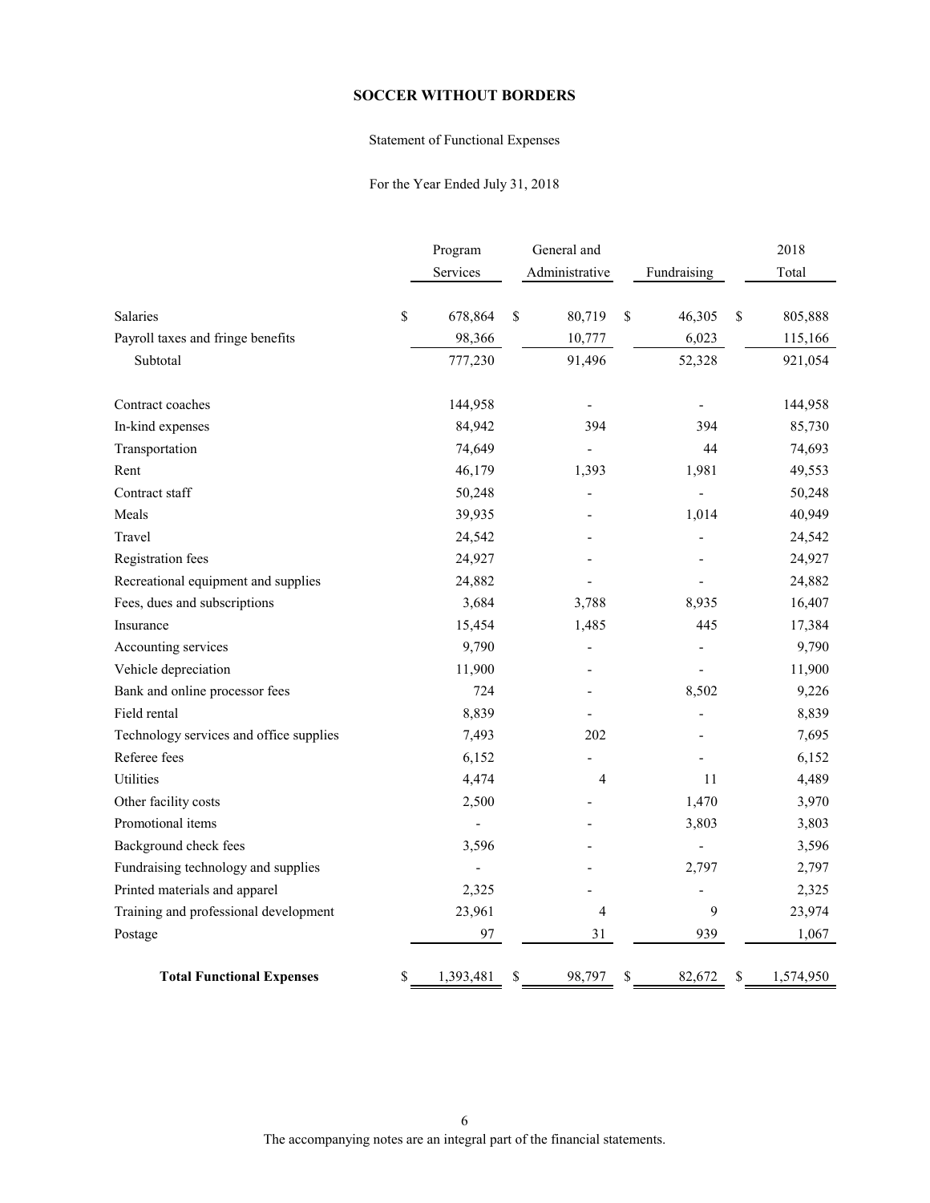# SOCCER WITHOUT BORDERS

Statement of Functional Expenses

For the Year Ended July 31, 2018

| | Program Services | General and Administrative | Fundraising | 2018 Total |
|---|---|---|---|---|
| Salaries | $ 678,864 | $ 80,719 | $ 46,305 | $ 805,888 |
| Payroll taxes and fringe benefits | 98,366 | 10,777 | 6,023 | 115,166 |
| Subtotal | 777,230 | 91,496 | 52,328 | 921,054 |
| Contract coaches | 144,958 | - | - | 144,958 |
| In-kind expenses | 84,942 | 394 | 394 | 85,730 |
| Transportation | 74,649 | - | 44 | 74,693 |
| Rent | 46,179 | 1,393 | 1,981 | 49,553 |
| Contract staff | 50,248 | - | - | 50,248 |
| Meals | 39,935 | - | 1,014 | 40,949 |
| Travel | 24,542 | - | - | 24,542 |
| Registration fees | 24,927 | - | - | 24,927 |
| Recreational equipment and supplies | 24,882 | - | - | 24,882 |
| Fees, dues and subscriptions | 3,684 | 3,788 | 8,935 | 16,407 |
| Insurance | 15,454 | 1,485 | 445 | 17,384 |
| Accounting services | 9,790 | - | - | 9,790 |
| Vehicle depreciation | 11,900 | - | - | 11,900 |
| Bank and online processor fees | 724 | - | 8,502 | 9,226 |
| Field rental | 8,839 | - | - | 8,839 |
| Technology services and office supplies | 7,493 | 202 | - | 7,695 |
| Referee fees | 6,152 | - | - | 6,152 |
| Utilities | 4,474 | 4 | 11 | 4,489 |
| Other facility costs | 2,500 | - | 1,470 | 3,970 |
| Promotional items | - | - | 3,803 | 3,803 |
| Background check fees | 3,596 | - | - | 3,596 |
| Fundraising technology and supplies | - | - | 2,797 | 2,797 |
| Printed materials and apparel | 2,325 | - | - | 2,325 |
| Training and professional development | 23,961 | 4 | 9 | 23,974 |
| Postage | 97 | 31 | 939 | 1,067 |
| **Total Functional Expenses** | $ 1,393,481 | $ 98,797 | $ 82,672 | $ 1,574,950 |

The accompanying notes are an integral part of the financial statements.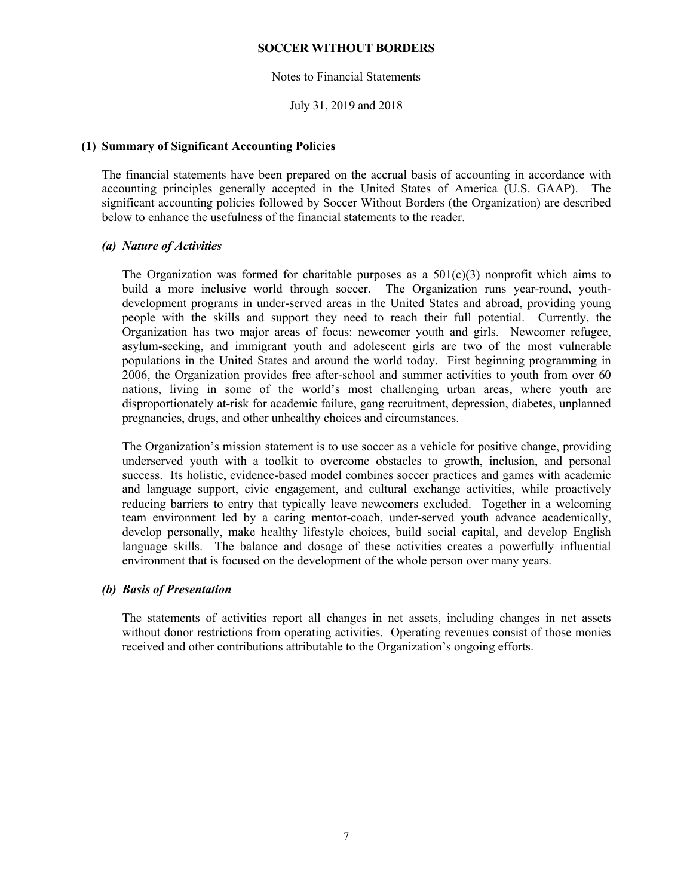**SOCCER WITHOUT BORDERS**

Notes to Financial Statements

July 31, 2019 and 2018

## (1) Summary of Significant Accounting Policies

The financial statements have been prepared on the accrual basis of accounting in accordance with accounting principles generally accepted in the United States of America (U.S. GAAP). The significant accounting policies followed by Soccer Without Borders (the Organization) are described below to enhance the usefulness of the financial statements to the reader.

### *(a) Nature of Activities*

The Organization was formed for charitable purposes as a 501(c)(3) nonprofit which aims to build a more inclusive world through soccer. The Organization runs year-round, youth-development programs in under-served areas in the United States and abroad, providing young people with the skills and support they need to reach their full potential. Currently, the Organization has two major areas of focus: newcomer youth and girls. Newcomer refugee, asylum-seeking, and immigrant youth and adolescent girls are two of the most vulnerable populations in the United States and around the world today. First beginning programming in 2006, the Organization provides free after-school and summer activities to youth from over 60 nations, living in some of the world's most challenging urban areas, where youth are disproportionately at-risk for academic failure, gang recruitment, depression, diabetes, unplanned pregnancies, drugs, and other unhealthy choices and circumstances.

The Organization's mission statement is to use soccer as a vehicle for positive change, providing underserved youth with a toolkit to overcome obstacles to growth, inclusion, and personal success. Its holistic, evidence-based model combines soccer practices and games with academic and language support, civic engagement, and cultural exchange activities, while proactively reducing barriers to entry that typically leave newcomers excluded. Together in a welcoming team environment led by a caring mentor-coach, under-served youth advance academically, develop personally, make healthy lifestyle choices, build social capital, and develop English language skills. The balance and dosage of these activities creates a powerfully influential environment that is focused on the development of the whole person over many years.

### *(b) Basis of Presentation*

The statements of activities report all changes in net assets, including changes in net assets without donor restrictions from operating activities. Operating revenues consist of those monies received and other contributions attributable to the Organization's ongoing efforts.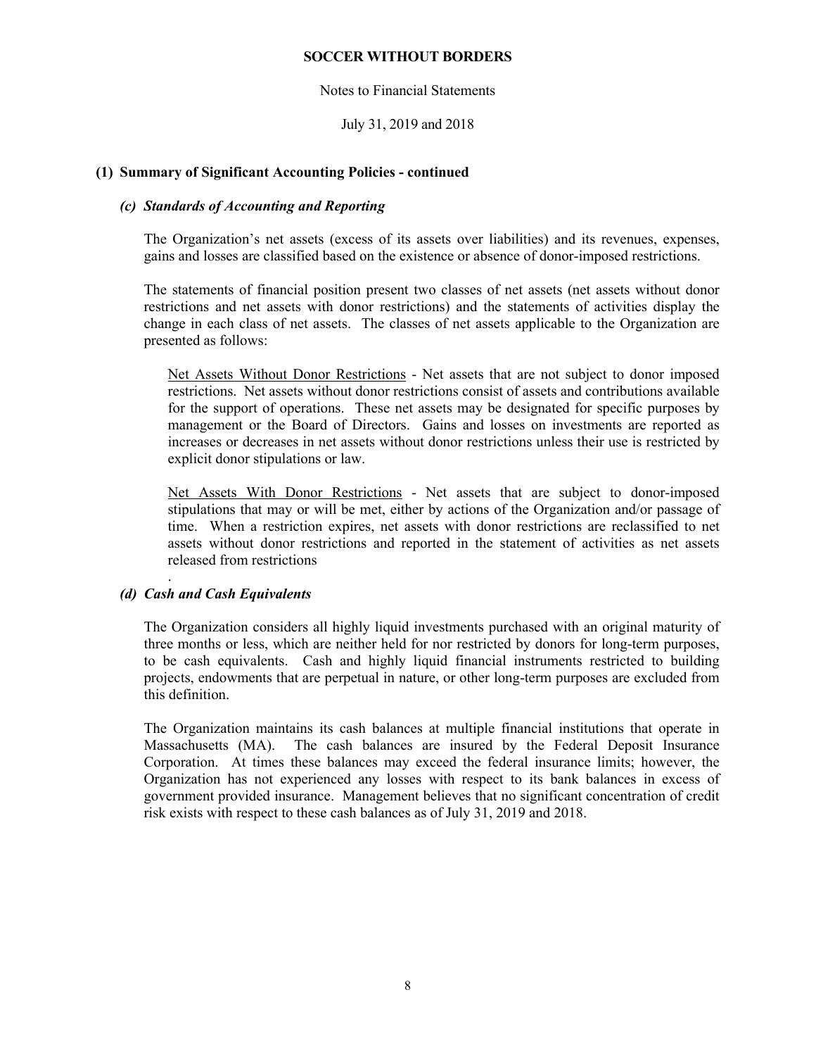**SOCCER WITHOUT BORDERS**

Notes to Financial Statements

July 31, 2019 and 2018

**(1) Summary of Significant Accounting Policies - continued**

***(c) Standards of Accounting and Reporting***

The Organization's net assets (excess of its assets over liabilities) and its revenues, expenses, gains and losses are classified based on the existence or absence of donor-imposed restrictions.

The statements of financial position present two classes of net assets (net assets without donor restrictions and net assets with donor restrictions) and the statements of activities display the change in each class of net assets. The classes of net assets applicable to the Organization are presented as follows:

Net Assets Without Donor Restrictions - Net assets that are not subject to donor imposed restrictions. Net assets without donor restrictions consist of assets and contributions available for the support of operations. These net assets may be designated for specific purposes by management or the Board of Directors. Gains and losses on investments are reported as increases or decreases in net assets without donor restrictions unless their use is restricted by explicit donor stipulations or law.

Net Assets With Donor Restrictions - Net assets that are subject to donor-imposed stipulations that may or will be met, either by actions of the Organization and/or passage of time. When a restriction expires, net assets with donor restrictions are reclassified to net assets without donor restrictions and reported in the statement of activities as net assets released from restrictions

.

***(d) Cash and Cash Equivalents***

The Organization considers all highly liquid investments purchased with an original maturity of three months or less, which are neither held for nor restricted by donors for long-term purposes, to be cash equivalents. Cash and highly liquid financial instruments restricted to building projects, endowments that are perpetual in nature, or other long-term purposes are excluded from this definition.

The Organization maintains its cash balances at multiple financial institutions that operate in Massachusetts (MA). The cash balances are insured by the Federal Deposit Insurance Corporation. At times these balances may exceed the federal insurance limits; however, the Organization has not experienced any losses with respect to its bank balances in excess of government provided insurance. Management believes that no significant concentration of credit risk exists with respect to these cash balances as of July 31, 2019 and 2018.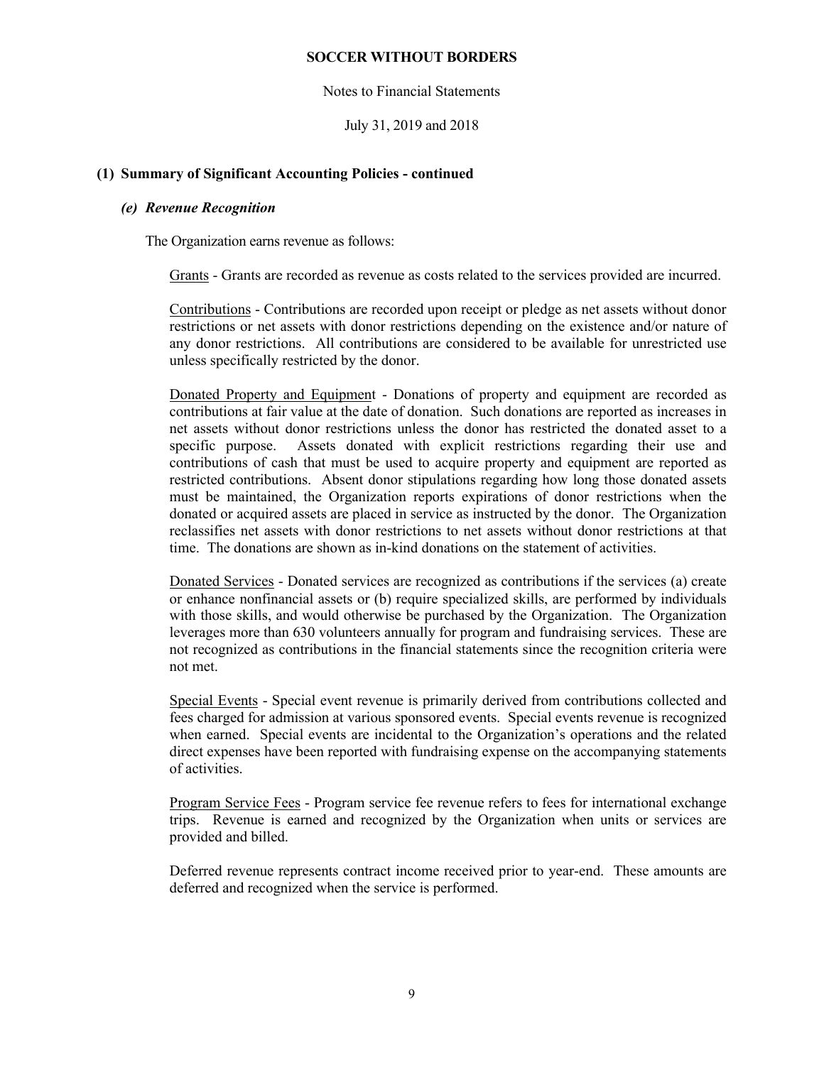## (1) Summary of Significant Accounting Policies - continued

### *(e) Revenue Recognition*

The Organization earns revenue as follows:

Grants - Grants are recorded as revenue as costs related to the services provided are incurred.

Contributions - Contributions are recorded upon receipt or pledge as net assets without donor restrictions or net assets with donor restrictions depending on the existence and/or nature of any donor restrictions. All contributions are considered to be available for unrestricted use unless specifically restricted by the donor.

Donated Property and Equipment - Donations of property and equipment are recorded as contributions at fair value at the date of donation. Such donations are reported as increases in net assets without donor restrictions unless the donor has restricted the donated asset to a specific purpose. Assets donated with explicit restrictions regarding their use and contributions of cash that must be used to acquire property and equipment are reported as restricted contributions. Absent donor stipulations regarding how long those donated assets must be maintained, the Organization reports expirations of donor restrictions when the donated or acquired assets are placed in service as instructed by the donor. The Organization reclassifies net assets with donor restrictions to net assets without donor restrictions at that time. The donations are shown as in-kind donations on the statement of activities.

Donated Services - Donated services are recognized as contributions if the services (a) create or enhance nonfinancial assets or (b) require specialized skills, are performed by individuals with those skills, and would otherwise be purchased by the Organization. The Organization leverages more than 630 volunteers annually for program and fundraising services. These are not recognized as contributions in the financial statements since the recognition criteria were not met.

Special Events - Special event revenue is primarily derived from contributions collected and fees charged for admission at various sponsored events. Special events revenue is recognized when earned. Special events are incidental to the Organization's operations and the related direct expenses have been reported with fundraising expense on the accompanying statements of activities.

Program Service Fees - Program service fee revenue refers to fees for international exchange trips. Revenue is earned and recognized by the Organization when units or services are provided and billed.

Deferred revenue represents contract income received prior to year-end. These amounts are deferred and recognized when the service is performed.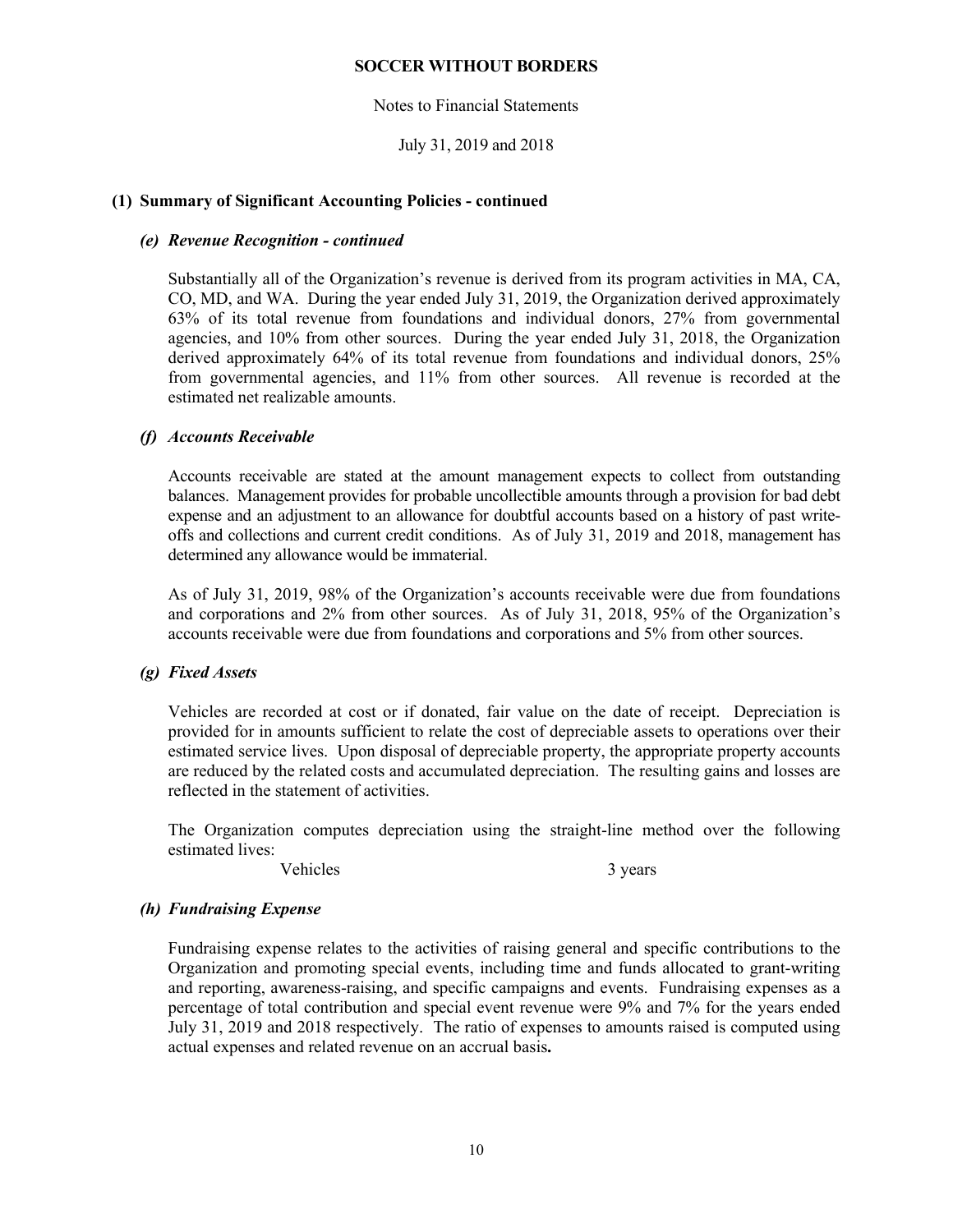**SOCCER WITHOUT BORDERS**

Notes to Financial Statements

July 31, 2019 and 2018

## (1) Summary of Significant Accounting Policies - continued

### *(e) Revenue Recognition - continued*

Substantially all of the Organization's revenue is derived from its program activities in MA, CA, CO, MD, and WA. During the year ended July 31, 2019, the Organization derived approximately 63% of its total revenue from foundations and individual donors, 27% from governmental agencies, and 10% from other sources. During the year ended July 31, 2018, the Organization derived approximately 64% of its total revenue from foundations and individual donors, 25% from governmental agencies, and 11% from other sources. All revenue is recorded at the estimated net realizable amounts.

### *(f) Accounts Receivable*

Accounts receivable are stated at the amount management expects to collect from outstanding balances. Management provides for probable uncollectible amounts through a provision for bad debt expense and an adjustment to an allowance for doubtful accounts based on a history of past write-offs and collections and current credit conditions. As of July 31, 2019 and 2018, management has determined any allowance would be immaterial.

As of July 31, 2019, 98% of the Organization's accounts receivable were due from foundations and corporations and 2% from other sources. As of July 31, 2018, 95% of the Organization's accounts receivable were due from foundations and corporations and 5% from other sources.

### *(g) Fixed Assets*

Vehicles are recorded at cost or if donated, fair value on the date of receipt. Depreciation is provided for in amounts sufficient to relate the cost of depreciable assets to operations over their estimated service lives. Upon disposal of depreciable property, the appropriate property accounts are reduced by the related costs and accumulated depreciation. The resulting gains and losses are reflected in the statement of activities.

The Organization computes depreciation using the straight-line method over the following estimated lives:

| | |
|---|---|
| Vehicles | 3 years |

### *(h) Fundraising Expense*

Fundraising expense relates to the activities of raising general and specific contributions to the Organization and promoting special events, including time and funds allocated to grant-writing and reporting, awareness-raising, and specific campaigns and events. Fundraising expenses as a percentage of total contribution and special event revenue were 9% and 7% for the years ended July 31, 2019 and 2018 respectively. The ratio of expenses to amounts raised is computed using actual expenses and related revenue on an accrual basis.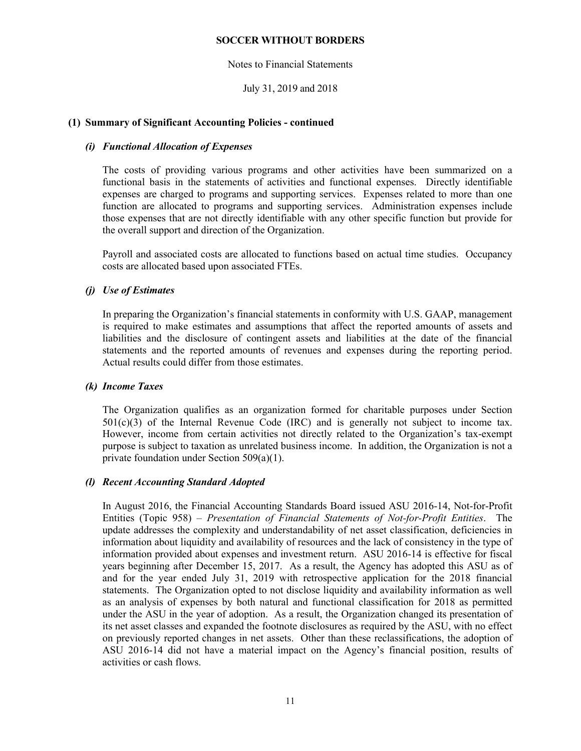## (1) Summary of Significant Accounting Policies - continued

### *(i) Functional Allocation of Expenses*

The costs of providing various programs and other activities have been summarized on a functional basis in the statements of activities and functional expenses. Directly identifiable expenses are charged to programs and supporting services. Expenses related to more than one function are allocated to programs and supporting services. Administration expenses include those expenses that are not directly identifiable with any other specific function but provide for the overall support and direction of the Organization.

Payroll and associated costs are allocated to functions based on actual time studies. Occupancy costs are allocated based upon associated FTEs.

### *(j) Use of Estimates*

In preparing the Organization's financial statements in conformity with U.S. GAAP, management is required to make estimates and assumptions that affect the reported amounts of assets and liabilities and the disclosure of contingent assets and liabilities at the date of the financial statements and the reported amounts of revenues and expenses during the reporting period. Actual results could differ from those estimates.

### *(k) Income Taxes*

The Organization qualifies as an organization formed for charitable purposes under Section 501(c)(3) of the Internal Revenue Code (IRC) and is generally not subject to income tax. However, income from certain activities not directly related to the Organization's tax-exempt purpose is subject to taxation as unrelated business income. In addition, the Organization is not a private foundation under Section 509(a)(1).

### *(l) Recent Accounting Standard Adopted*

In August 2016, the Financial Accounting Standards Board issued ASU 2016-14, Not-for-Profit Entities (Topic 958) – *Presentation of Financial Statements of Not-for-Profit Entities*. The update addresses the complexity and understandability of net asset classification, deficiencies in information about liquidity and availability of resources and the lack of consistency in the type of information provided about expenses and investment return. ASU 2016-14 is effective for fiscal years beginning after December 15, 2017. As a result, the Agency has adopted this ASU as of and for the year ended July 31, 2019 with retrospective application for the 2018 financial statements. The Organization opted to not disclose liquidity and availability information as well as an analysis of expenses by both natural and functional classification for 2018 as permitted under the ASU in the year of adoption. As a result, the Organization changed its presentation of its net asset classes and expanded the footnote disclosures as required by the ASU, with no effect on previously reported changes in net assets. Other than these reclassifications, the adoption of ASU 2016-14 did not have a material impact on the Agency's financial position, results of activities or cash flows.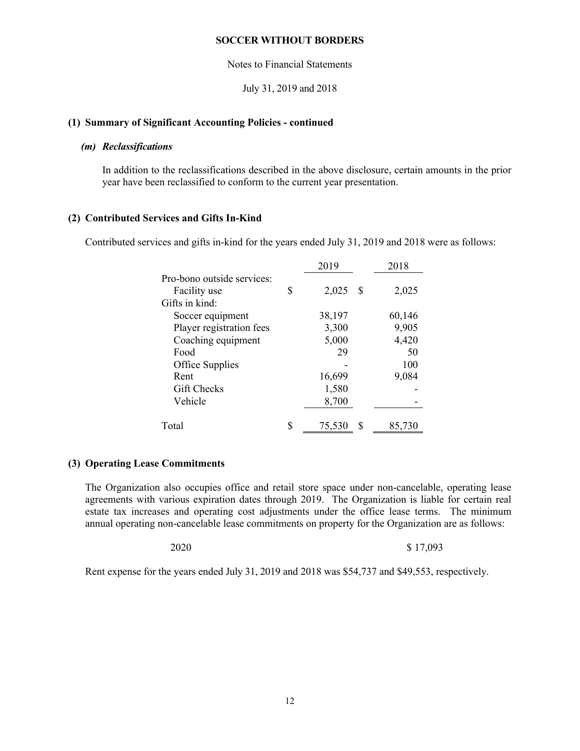**SOCCER WITHOUT BORDERS**

Notes to Financial Statements

July 31, 2019 and 2018

**(1) Summary of Significant Accounting Policies - continued**

***(m) Reclassifications***

In addition to the reclassifications described in the above disclosure, certain amounts in the prior year have been reclassified to conform to the current year presentation.

**(2) Contributed Services and Gifts In-Kind**

Contributed services and gifts in-kind for the years ended July 31, 2019 and 2018 were as follows:

| | 2019 | 2018 |
|---|---|---|
| Pro-bono outside services: | | |
| Facility use | $ 2,025 | $ 2,025 |
| Gifts in kind: | | |
| Soccer equipment | 38,197 | 60,146 |
| Player registration fees | 3,300 | 9,905 |
| Coaching equipment | 5,000 | 4,420 |
| Food | 29 | 50 |
| Office Supplies | - | 100 |
| Rent | 16,699 | 9,084 |
| Gift Checks | 1,580 | - |
| Vehicle | 8,700 | - |
| Total | $ 75,530 | $ 85,730 |

**(3) Operating Lease Commitments**

The Organization also occupies office and retail store space under non-cancelable, operating lease agreements with various expiration dates through 2019. The Organization is liable for certain real estate tax increases and operating cost adjustments under the office lease terms. The minimum annual operating non-cancelable lease commitments on property for the Organization are as follows:

| | |
|---|---|
| 2020 | $ 17,093 |

Rent expense for the years ended July 31, 2019 and 2018 was $54,737 and $49,553, respectively.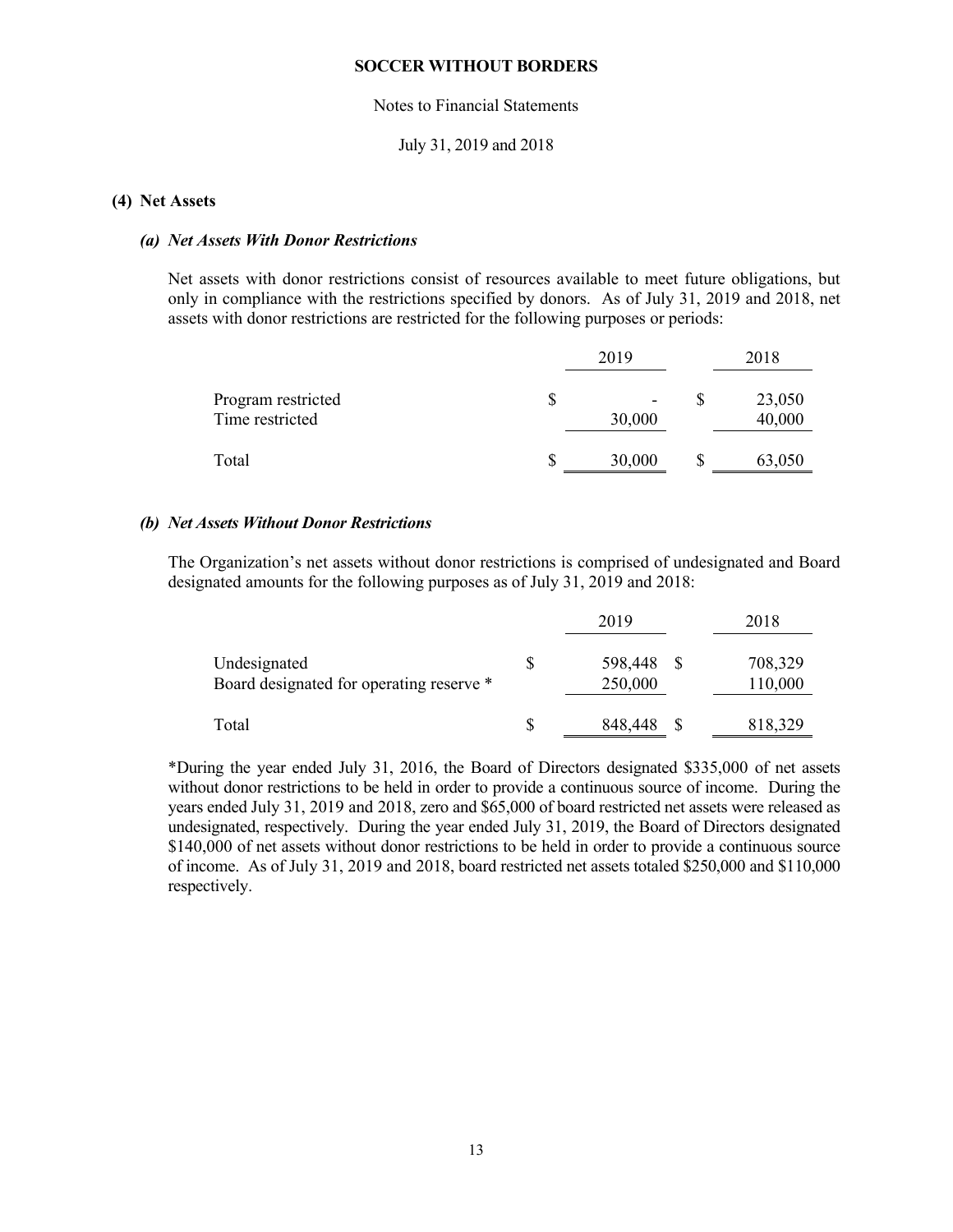**SOCCER WITHOUT BORDERS**

Notes to Financial Statements

July 31, 2019 and 2018

## (4) Net Assets

### *(a) Net Assets With Donor Restrictions*

Net assets with donor restrictions consist of resources available to meet future obligations, but only in compliance with the restrictions specified by donors. As of July 31, 2019 and 2018, net assets with donor restrictions are restricted for the following purposes or periods:

| | 2019 | 2018 |
|---|---|---|
| Program restricted | $ - | $ 23,050 |
| Time restricted | 30,000 | 40,000 |
| Total | $ 30,000 | $ 63,050 |

### *(b) Net Assets Without Donor Restrictions*

The Organization's net assets without donor restrictions is comprised of undesignated and Board designated amounts for the following purposes as of July 31, 2019 and 2018:

| | 2019 | 2018 |
|---|---|---|
| Undesignated | $ 598,448 | $ 708,329 |
| Board designated for operating reserve * | 250,000 | 110,000 |
| Total | $ 848,448 | $ 818,329 |

*During the year ended July 31, 2016, the Board of Directors designated $335,000 of net assets without donor restrictions to be held in order to provide a continuous source of income. During the years ended July 31, 2019 and 2018, zero and $65,000 of board restricted net assets were released as undesignated, respectively. During the year ended July 31, 2019, the Board of Directors designated $140,000 of net assets without donor restrictions to be held in order to provide a continuous source of income. As of July 31, 2019 and 2018, board restricted net assets totaled $250,000 and $110,000 respectively.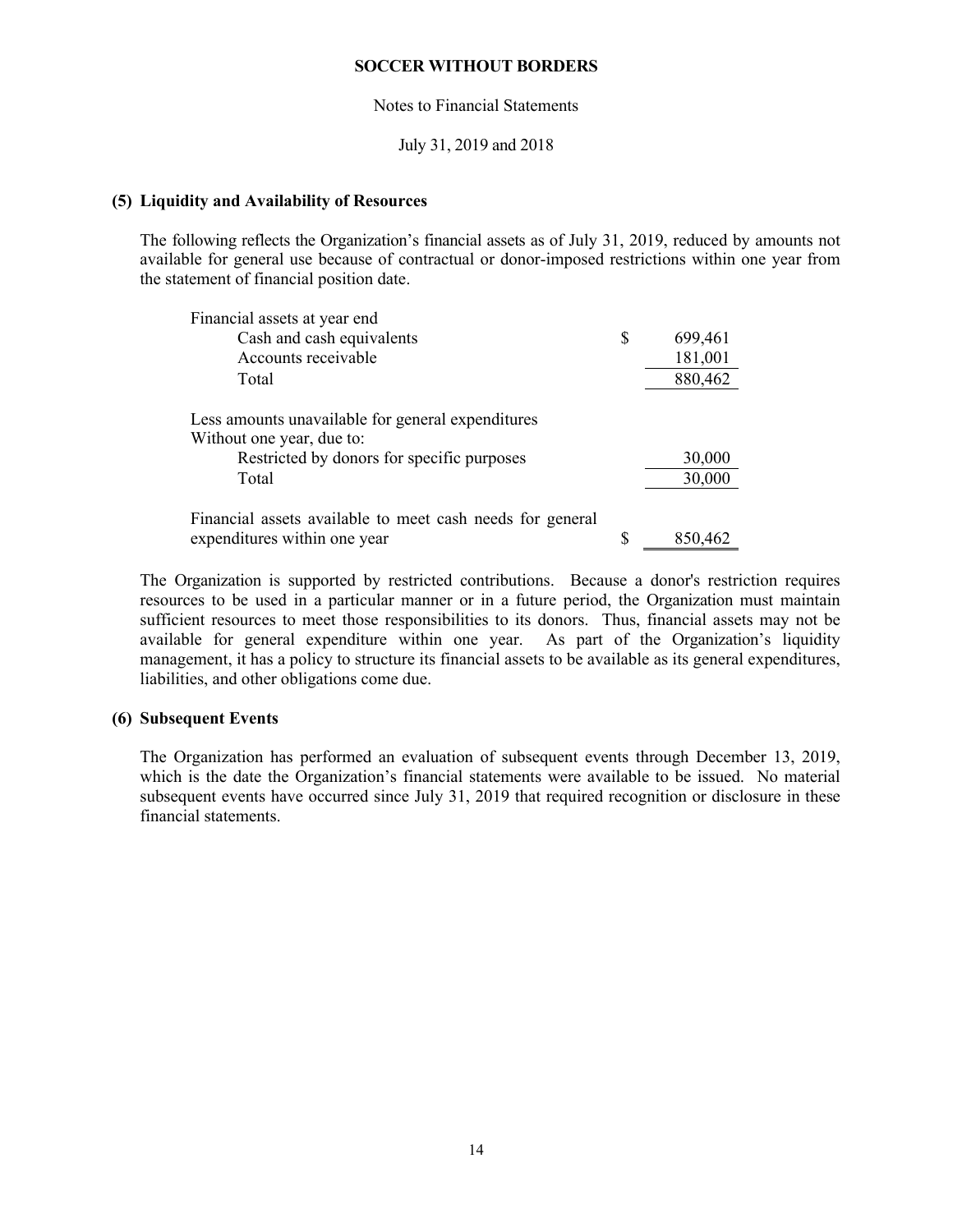**SOCCER WITHOUT BORDERS**

Notes to Financial Statements

July 31, 2019 and 2018

## (5) Liquidity and Availability of Resources

The following reflects the Organization's financial assets as of July 31, 2019, reduced by amounts not available for general use because of contractual or donor-imposed restrictions within one year from the statement of financial position date.

| | | |
|---|---|---|
| Financial assets at year end | | |
| Cash and cash equivalents | $ | 699,461 |
| Accounts receivable | | 181,001 |
| Total | | 880,462 |
| Less amounts unavailable for general expenditures Without one year, due to: | | |
| Restricted by donors for specific purposes | | 30,000 |
| Total | | 30,000 |
| Financial assets available to meet cash needs for general expenditures within one year | $ | 850,462 |

The Organization is supported by restricted contributions. Because a donor's restriction requires resources to be used in a particular manner or in a future period, the Organization must maintain sufficient resources to meet those responsibilities to its donors. Thus, financial assets may not be available for general expenditure within one year. As part of the Organization's liquidity management, it has a policy to structure its financial assets to be available as its general expenditures, liabilities, and other obligations come due.

## (6) Subsequent Events

The Organization has performed an evaluation of subsequent events through December 13, 2019, which is the date the Organization's financial statements were available to be issued. No material subsequent events have occurred since July 31, 2019 that required recognition or disclosure in these financial statements.